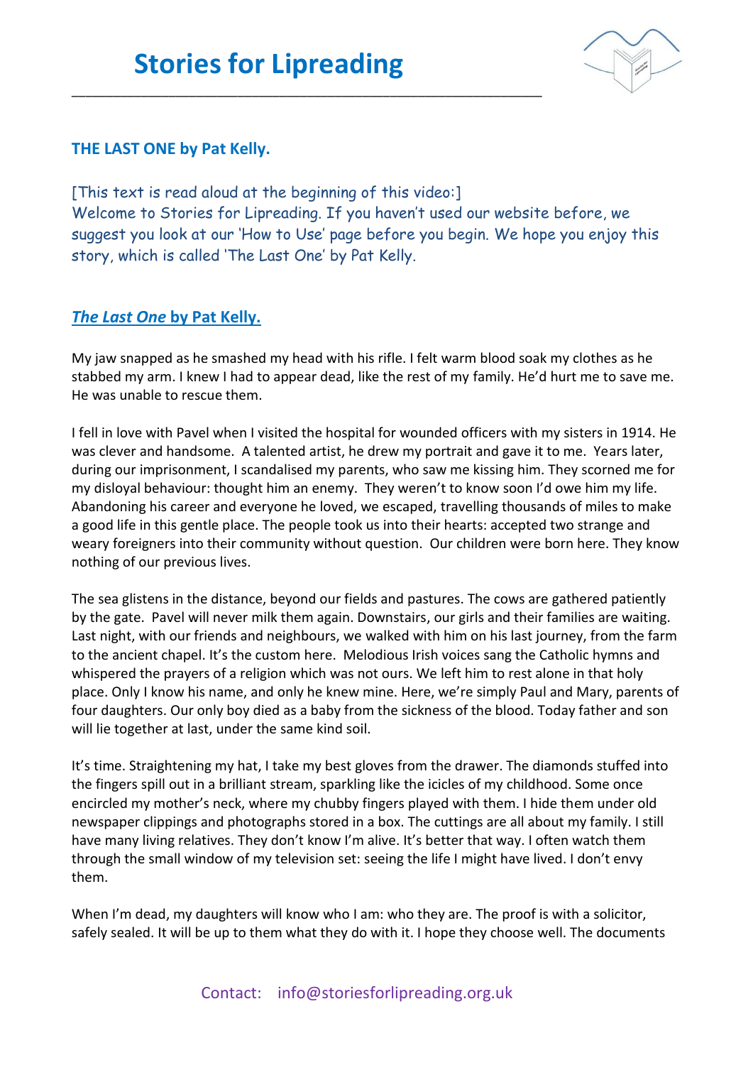# Stories for Lipreading

## THE LAST ONE by Pat Kelly.

[This text is read aloud at the beginning of this video:]
Welcome to Stories for Lipreading. If you haven't used our website before, we suggest you look at our 'How to Use' page before you begin. We hope you enjoy this story, which is called 'The Last One' by Pat Kelly.

## *The Last One* by Pat Kelly.

My jaw snapped as he smashed my head with his rifle. I felt warm blood soak my clothes as he stabbed my arm. I knew I had to appear dead, like the rest of my family. He'd hurt me to save me. He was unable to rescue them.

I fell in love with Pavel when I visited the hospital for wounded officers with my sisters in 1914. He was clever and handsome. A talented artist, he drew my portrait and gave it to me. Years later, during our imprisonment, I scandalised my parents, who saw me kissing him. They scorned me for my disloyal behaviour: thought him an enemy. They weren't to know soon I'd owe him my life. Abandoning his career and everyone he loved, we escaped, travelling thousands of miles to make a good life in this gentle place. The people took us into their hearts: accepted two strange and weary foreigners into their community without question. Our children were born here. They know nothing of our previous lives.

The sea glistens in the distance, beyond our fields and pastures. The cows are gathered patiently by the gate. Pavel will never milk them again. Downstairs, our girls and their families are waiting. Last night, with our friends and neighbours, we walked with him on his last journey, from the farm to the ancient chapel. It's the custom here. Melodious Irish voices sang the Catholic hymns and whispered the prayers of a religion which was not ours. We left him to rest alone in that holy place. Only I know his name, and only he knew mine. Here, we're simply Paul and Mary, parents of four daughters. Our only boy died as a baby from the sickness of the blood. Today father and son will lie together at last, under the same kind soil.

It's time. Straightening my hat, I take my best gloves from the drawer. The diamonds stuffed into the fingers spill out in a brilliant stream, sparkling like the icicles of my childhood. Some once encircled my mother's neck, where my chubby fingers played with them. I hide them under old newspaper clippings and photographs stored in a box. The cuttings are all about my family. I still have many living relatives. They don't know I'm alive. It's better that way. I often watch them through the small window of my television set: seeing the life I might have lived. I don't envy them.

When I'm dead, my daughters will know who I am: who they are. The proof is with a solicitor, safely sealed. It will be up to them what they do with it. I hope they choose well. The documents

Contact: info@storiesforlipreading.org.uk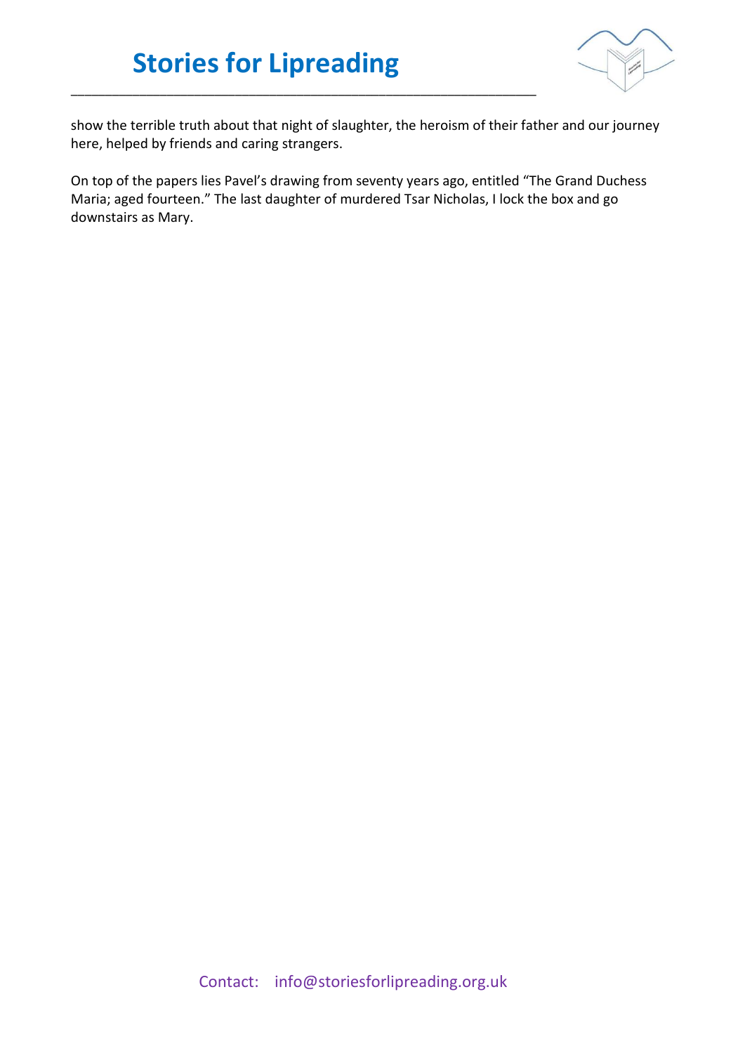show the terrible truth about that night of slaughter, the heroism of their father and our journey here, helped by friends and caring strangers.

On top of the papers lies Pavel's drawing from seventy years ago, entitled "The Grand Duchess Maria; aged fourteen." The last daughter of murdered Tsar Nicholas, I lock the box and go downstairs as Mary.